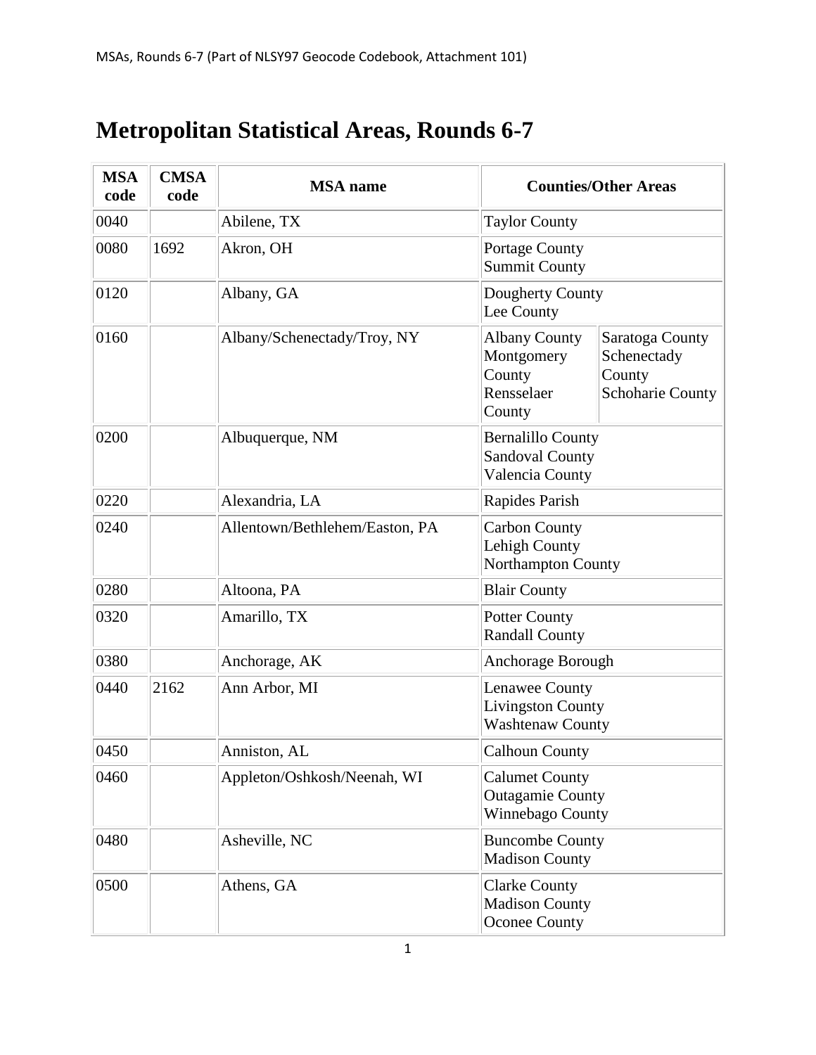# Metropolitan Statistical Areas, Rounds 6-7

| MSA code | CMSA code | MSA name | Counties/Other Areas | |
|---|---|---|---|---|
| 0040 | | Abilene, TX | Taylor County | |
| 0080 | 1692 | Akron, OH | Portage County<br>Summit County | |
| 0120 | | Albany, GA | Dougherty County<br>Lee County | |
| 0160 | | Albany/Schenectady/Troy, NY | Albany County<br>Montgomery County<br>Rensselaer County | Saratoga County<br>Schenectady County<br>Schoharie County |
| 0200 | | Albuquerque, NM | Bernalillo County<br>Sandoval County<br>Valencia County | |
| 0220 | | Alexandria, LA | Rapides Parish | |
| 0240 | | Allentown/Bethlehem/Easton, PA | Carbon County<br>Lehigh County<br>Northampton County | |
| 0280 | | Altoona, PA | Blair County | |
| 0320 | | Amarillo, TX | Potter County<br>Randall County | |
| 0380 | | Anchorage, AK | Anchorage Borough | |
| 0440 | 2162 | Ann Arbor, MI | Lenawee County<br>Livingston County<br>Washtenaw County | |
| 0450 | | Anniston, AL | Calhoun County | |
| 0460 | | Appleton/Oshkosh/Neenah, WI | Calumet County<br>Outagamie County<br>Winnebago County | |
| 0480 | | Asheville, NC | Buncombe County<br>Madison County | |
| 0500 | | Athens, GA | Clarke County<br>Madison County<br>Oconee County | |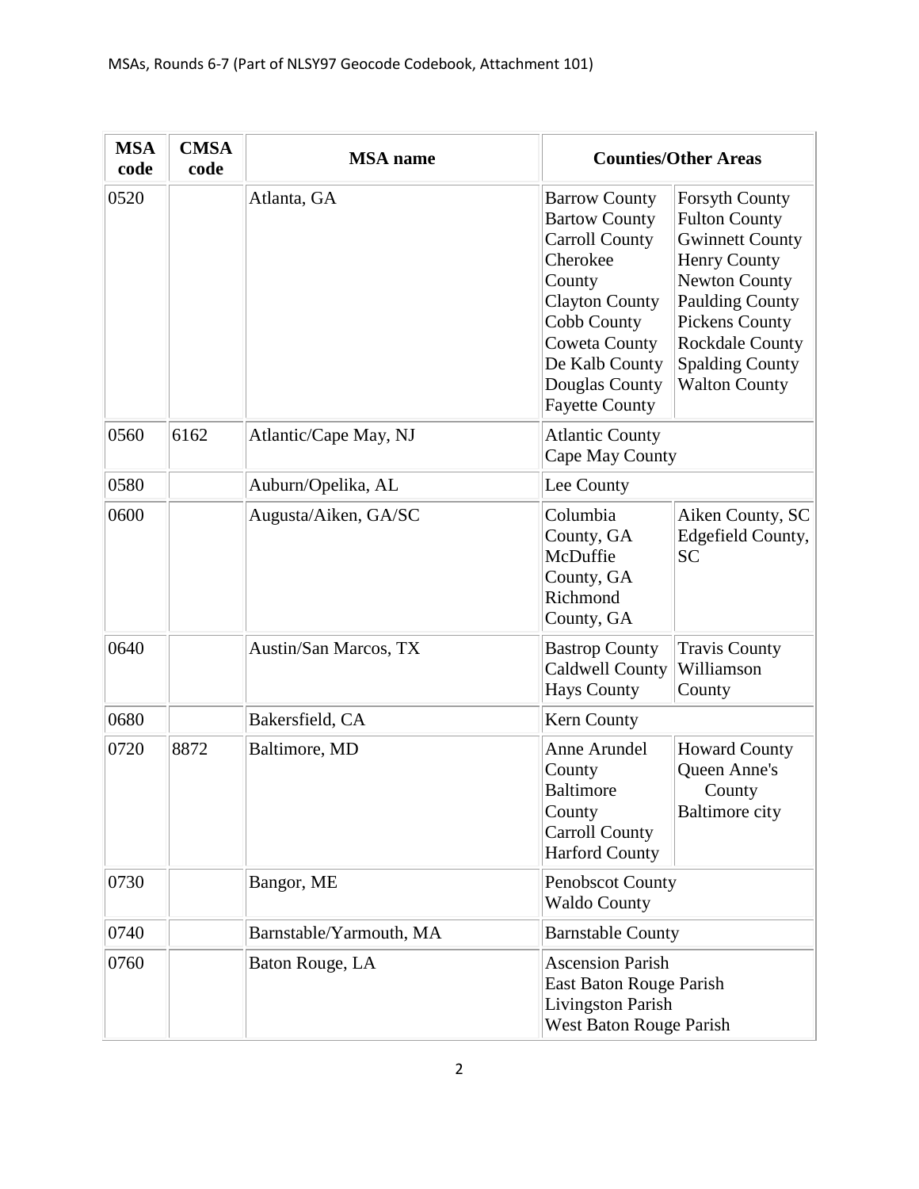| MSA code | CMSA code | MSA name | Counties/Other Areas | |
|---|---|---|---|---|
| 0520 | | Atlanta, GA | Barrow County<br>Bartow County<br>Carroll County<br>Cherokee County<br>Clayton County<br>Cobb County<br>Coweta County<br>De Kalb County<br>Douglas County<br>Fayette County | Forsyth County<br>Fulton County<br>Gwinnett County<br>Henry County<br>Newton County<br>Paulding County<br>Pickens County<br>Rockdale County<br>Spalding County<br>Walton County |
| 0560 | 6162 | Atlantic/Cape May, NJ | Atlantic County<br>Cape May County | |
| 0580 | | Auburn/Opelika, AL | Lee County | |
| 0600 | | Augusta/Aiken, GA/SC | Columbia County, GA<br>McDuffie County, GA<br>Richmond County, GA | Aiken County, SC<br>Edgefield County, SC |
| 0640 | | Austin/San Marcos, TX | Bastrop County<br>Caldwell County<br>Hays County | Travis County<br>Williamson County |
| 0680 | | Bakersfield, CA | Kern County | |
| 0720 | 8872 | Baltimore, MD | Anne Arundel County<br>Baltimore County<br>Carroll County<br>Harford County | Howard County<br>Queen Anne's County<br>Baltimore city |
| 0730 | | Bangor, ME | Penobscot County<br>Waldo County | |
| 0740 | | Barnstable/Yarmouth, MA | Barnstable County | |
| 0760 | | Baton Rouge, LA | Ascension Parish<br>East Baton Rouge Parish<br>Livingston Parish<br>West Baton Rouge Parish | |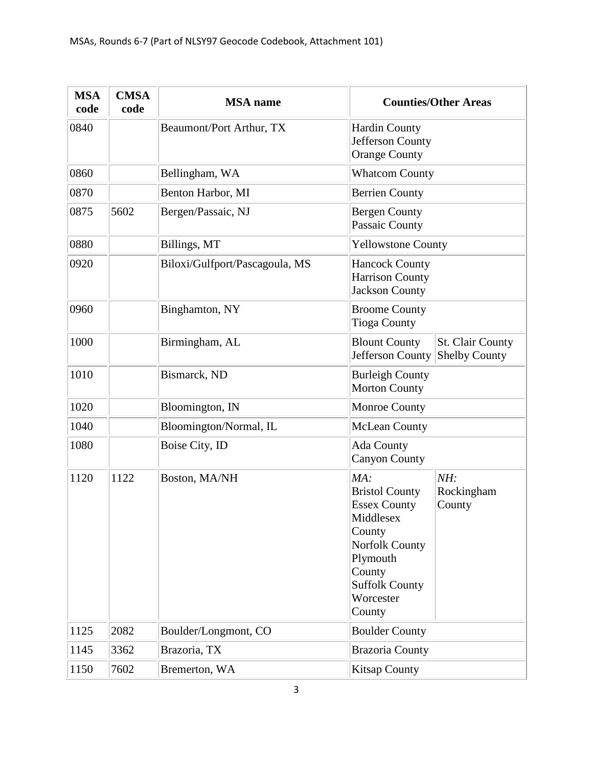| MSA code | CMSA code | MSA name | Counties/Other Areas | |
|---|---|---|---|---|
| 0840 | | Beaumont/Port Arthur, TX | Hardin County<br>Jefferson County<br>Orange County | |
| 0860 | | Bellingham, WA | Whatcom County | |
| 0870 | | Benton Harbor, MI | Berrien County | |
| 0875 | 5602 | Bergen/Passaic, NJ | Bergen County<br>Passaic County | |
| 0880 | | Billings, MT | Yellowstone County | |
| 0920 | | Biloxi/Gulfport/Pascagoula, MS | Hancock County<br>Harrison County<br>Jackson County | |
| 0960 | | Binghamton, NY | Broome County<br>Tioga County | |
| 1000 | | Birmingham, AL | Blount County<br>Jefferson County | St. Clair County<br>Shelby County |
| 1010 | | Bismarck, ND | Burleigh County<br>Morton County | |
| 1020 | | Bloomington, IN | Monroe County | |
| 1040 | | Bloomington/Normal, IL | McLean County | |
| 1080 | | Boise City, ID | Ada County<br>Canyon County | |
| 1120 | 1122 | Boston, MA/NH | *MA:*<br>Bristol County<br>Essex County<br>Middlesex County<br>Norfolk County<br>Plymouth County<br>Suffolk County<br>Worcester County | *NH:*<br>Rockingham County |
| 1125 | 2082 | Boulder/Longmont, CO | Boulder County | |
| 1145 | 3362 | Brazoria, TX | Brazoria County | |
| 1150 | 7602 | Bremerton, WA | Kitsap County | |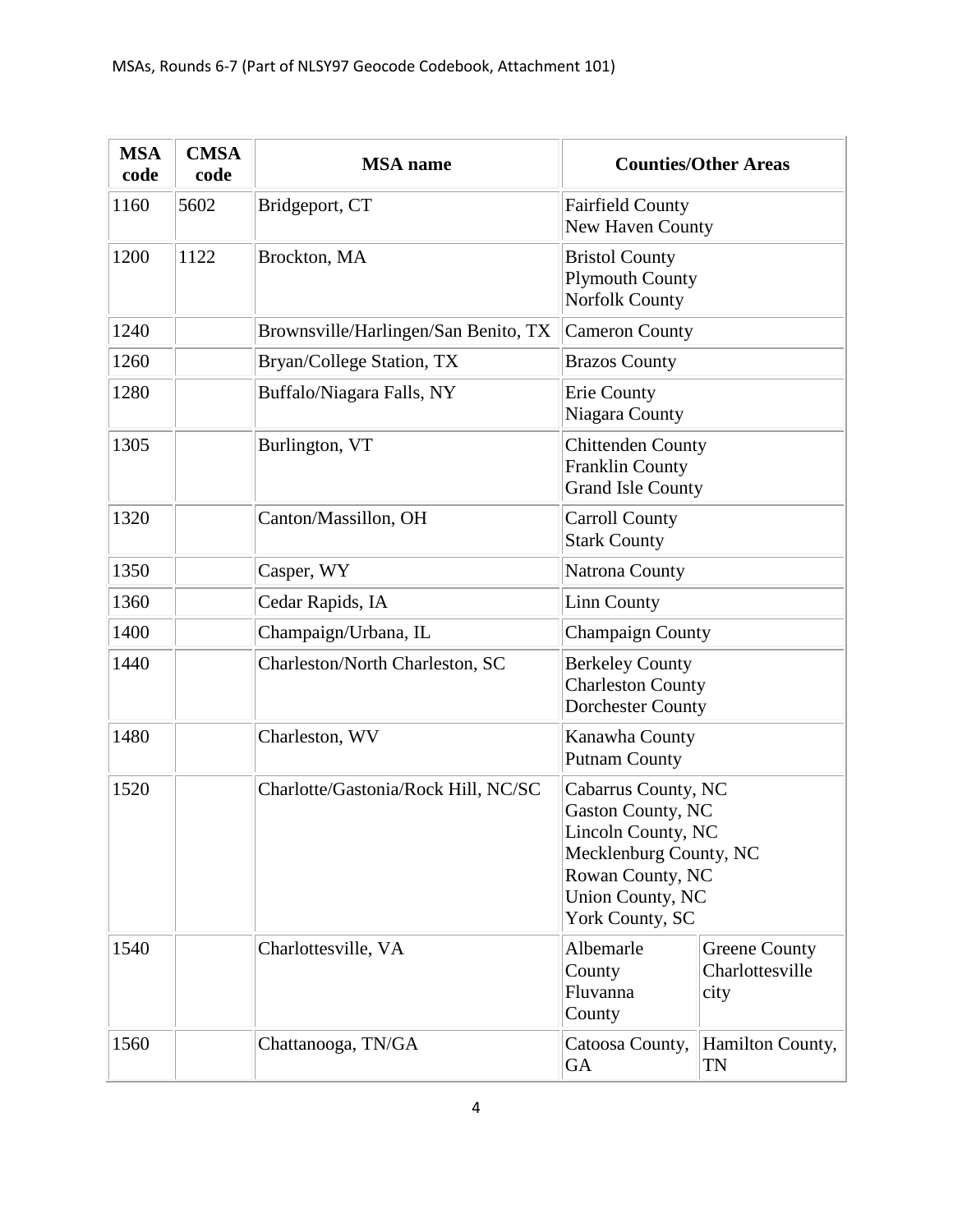| MSA code | CMSA code | MSA name | Counties/Other Areas |
|---|---|---|---|
| 1160 | 5602 | Bridgeport, CT | Fairfield County<br>New Haven County |
| 1200 | 1122 | Brockton, MA | Bristol County<br>Plymouth County<br>Norfolk County |
| 1240 | | Brownsville/Harlingen/San Benito, TX | Cameron County |
| 1260 | | Bryan/College Station, TX | Brazos County |
| 1280 | | Buffalo/Niagara Falls, NY | Erie County<br>Niagara County |
| 1305 | | Burlington, VT | Chittenden County<br>Franklin County<br>Grand Isle County |
| 1320 | | Canton/Massillon, OH | Carroll County<br>Stark County |
| 1350 | | Casper, WY | Natrona County |
| 1360 | | Cedar Rapids, IA | Linn County |
| 1400 | | Champaign/Urbana, IL | Champaign County |
| 1440 | | Charleston/North Charleston, SC | Berkeley County<br>Charleston County<br>Dorchester County |
| 1480 | | Charleston, WV | Kanawha County<br>Putnam County |
| 1520 | | Charlotte/Gastonia/Rock Hill, NC/SC | Cabarrus County, NC<br>Gaston County, NC<br>Lincoln County, NC<br>Mecklenburg County, NC<br>Rowan County, NC<br>Union County, NC<br>York County, SC |
| 1540 | | Charlottesville, VA | Albemarle County<br>Fluvanna County<br>Greene County<br>Charlottesville city |
| 1560 | | Chattanooga, TN/GA | Catoosa County, GA<br>Hamilton County, TN |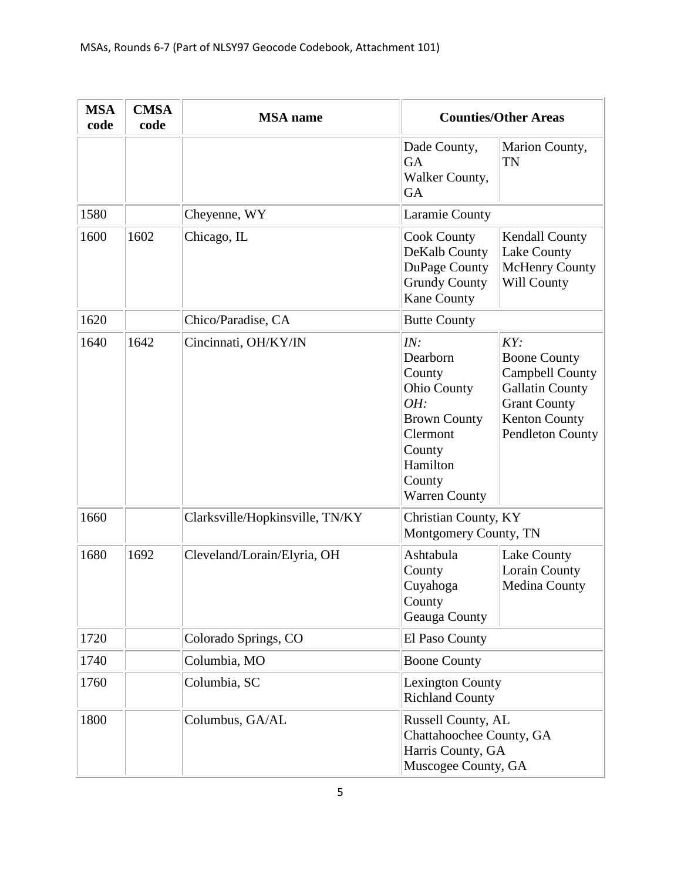| MSA code | CMSA code | MSA name | Counties/Other Areas | |
|---|---|---|---|---|
| | | | Dade County, GA<br>Walker County, GA | Marion County, TN |
| 1580 | | Cheyenne, WY | Laramie County | |
| 1600 | 1602 | Chicago, IL | Cook County<br>DeKalb County<br>DuPage County<br>Grundy County<br>Kane County | Kendall County<br>Lake County<br>McHenry County<br>Will County |
| 1620 | | Chico/Paradise, CA | Butte County | |
| 1640 | 1642 | Cincinnati, OH/KY/IN | *IN:*<br>Dearborn County<br>Ohio County<br>*OH:*<br>Brown County<br>Clermont County<br>Hamilton County<br>Warren County | *KY:*<br>Boone County<br>Campbell County<br>Gallatin County<br>Grant County<br>Kenton County<br>Pendleton County |
| 1660 | | Clarksville/Hopkinsville, TN/KY | Christian County, KY<br>Montgomery County, TN | |
| 1680 | 1692 | Cleveland/Lorain/Elyria, OH | Ashtabula County<br>Cuyahoga County<br>Geauga County | Lake County<br>Lorain County<br>Medina County |
| 1720 | | Colorado Springs, CO | El Paso County | |
| 1740 | | Columbia, MO | Boone County | |
| 1760 | | Columbia, SC | Lexington County<br>Richland County | |
| 1800 | | Columbus, GA/AL | Russell County, AL<br>Chattahoochee County, GA<br>Harris County, GA<br>Muscogee County, GA | |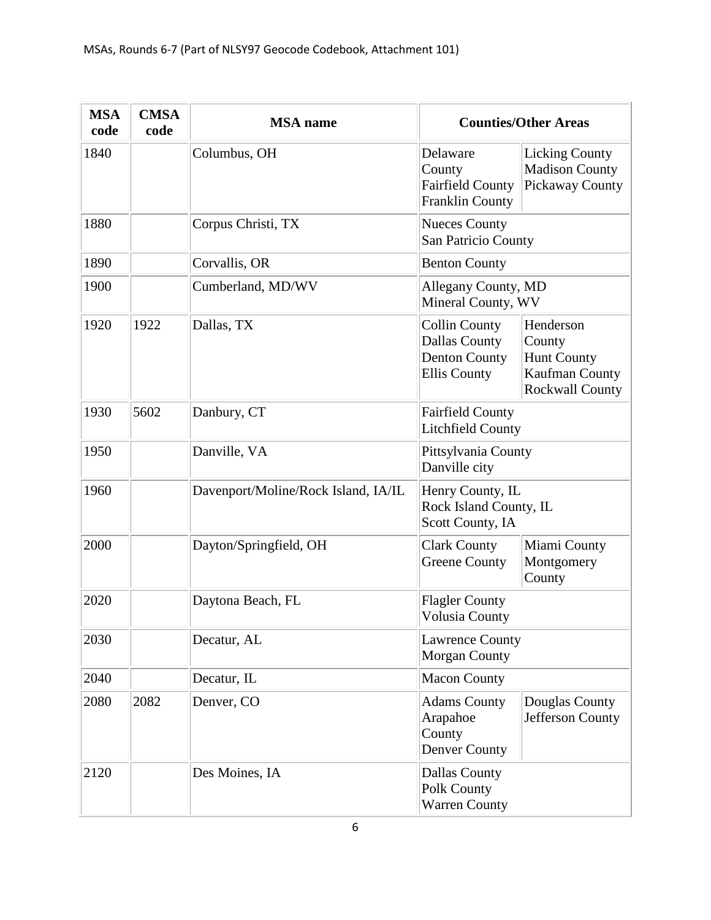MSAs, Rounds 6-7 (Part of NLSY97 Geocode Codebook, Attachment 101)

| MSA code | CMSA code | MSA name | Counties/Other Areas | |
|---|---|---|---|---|
| 1840 | | Columbus, OH | Delaware County<br>Fairfield County<br>Franklin County | Licking County<br>Madison County<br>Pickaway County |
| 1880 | | Corpus Christi, TX | Nueces County<br>San Patricio County | |
| 1890 | | Corvallis, OR | Benton County | |
| 1900 | | Cumberland, MD/WV | Allegany County, MD<br>Mineral County, WV | |
| 1920 | 1922 | Dallas, TX | Collin County<br>Dallas County<br>Denton County<br>Ellis County | Henderson County<br>Hunt County<br>Kaufman County<br>Rockwall County |
| 1930 | 5602 | Danbury, CT | Fairfield County<br>Litchfield County | |
| 1950 | | Danville, VA | Pittsylvania County<br>Danville city | |
| 1960 | | Davenport/Moline/Rock Island, IA/IL | Henry County, IL<br>Rock Island County, IL<br>Scott County, IA | |
| 2000 | | Dayton/Springfield, OH | Clark County<br>Greene County | Miami County<br>Montgomery County |
| 2020 | | Daytona Beach, FL | Flagler County<br>Volusia County | |
| 2030 | | Decatur, AL | Lawrence County<br>Morgan County | |
| 2040 | | Decatur, IL | Macon County | |
| 2080 | 2082 | Denver, CO | Adams County<br>Arapahoe County<br>Denver County | Douglas County<br>Jefferson County |
| 2120 | | Des Moines, IA | Dallas County<br>Polk County<br>Warren County | |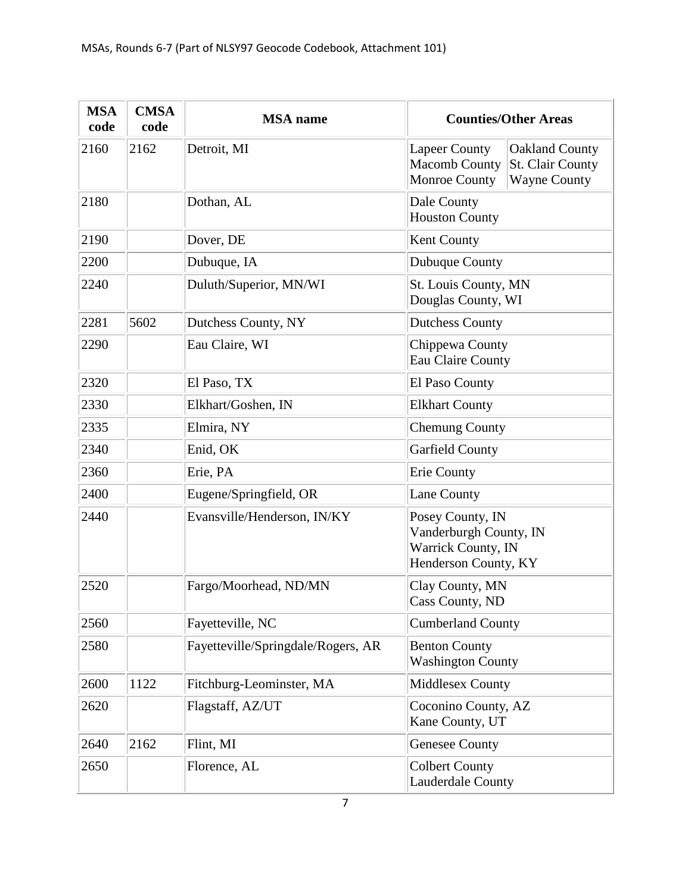| MSA code | CMSA code | MSA name | Counties/Other Areas |
|---|---|---|---|
| 2160 | 2162 | Detroit, MI | Lapeer County<br>Macomb County<br>Monroe County<br>Oakland County<br>St. Clair County<br>Wayne County |
| 2180 | | Dothan, AL | Dale County<br>Houston County |
| 2190 | | Dover, DE | Kent County |
| 2200 | | Dubuque, IA | Dubuque County |
| 2240 | | Duluth/Superior, MN/WI | St. Louis County, MN<br>Douglas County, WI |
| 2281 | 5602 | Dutchess County, NY | Dutchess County |
| 2290 | | Eau Claire, WI | Chippewa County<br>Eau Claire County |
| 2320 | | El Paso, TX | El Paso County |
| 2330 | | Elkhart/Goshen, IN | Elkhart County |
| 2335 | | Elmira, NY | Chemung County |
| 2340 | | Enid, OK | Garfield County |
| 2360 | | Erie, PA | Erie County |
| 2400 | | Eugene/Springfield, OR | Lane County |
| 2440 | | Evansville/Henderson, IN/KY | Posey County, IN<br>Vanderburgh County, IN<br>Warrick County, IN<br>Henderson County, KY |
| 2520 | | Fargo/Moorhead, ND/MN | Clay County, MN<br>Cass County, ND |
| 2560 | | Fayetteville, NC | Cumberland County |
| 2580 | | Fayetteville/Springdale/Rogers, AR | Benton County<br>Washington County |
| 2600 | 1122 | Fitchburg-Leominster, MA | Middlesex County |
| 2620 | | Flagstaff, AZ/UT | Coconino County, AZ<br>Kane County, UT |
| 2640 | 2162 | Flint, MI | Genesee County |
| 2650 | | Florence, AL | Colbert County<br>Lauderdale County |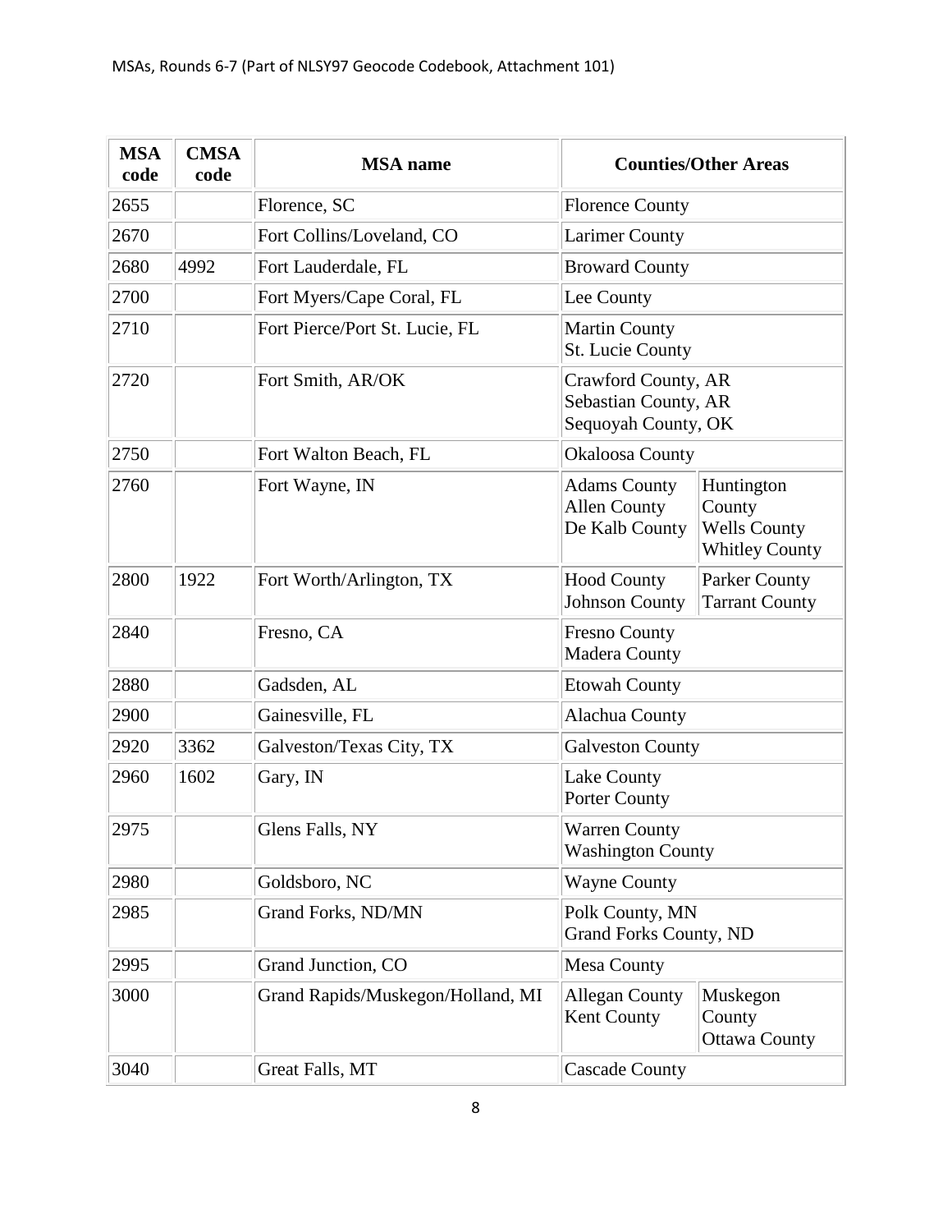| MSA code | CMSA code | MSA name | Counties/Other Areas |
|---|---|---|---|
| 2655 | | Florence, SC | Florence County |
| 2670 | | Fort Collins/Loveland, CO | Larimer County |
| 2680 | 4992 | Fort Lauderdale, FL | Broward County |
| 2700 | | Fort Myers/Cape Coral, FL | Lee County |
| 2710 | | Fort Pierce/Port St. Lucie, FL | Martin County<br>St. Lucie County |
| 2720 | | Fort Smith, AR/OK | Crawford County, AR<br>Sebastian County, AR<br>Sequoyah County, OK |
| 2750 | | Fort Walton Beach, FL | Okaloosa County |
| 2760 | | Fort Wayne, IN | Adams County<br>Allen County<br>De Kalb County<br>Huntington County<br>Wells County<br>Whitley County |
| 2800 | 1922 | Fort Worth/Arlington, TX | Hood County<br>Johnson County<br>Parker County<br>Tarrant County |
| 2840 | | Fresno, CA | Fresno County<br>Madera County |
| 2880 | | Gadsden, AL | Etowah County |
| 2900 | | Gainesville, FL | Alachua County |
| 2920 | 3362 | Galveston/Texas City, TX | Galveston County |
| 2960 | 1602 | Gary, IN | Lake County<br>Porter County |
| 2975 | | Glens Falls, NY | Warren County<br>Washington County |
| 2980 | | Goldsboro, NC | Wayne County |
| 2985 | | Grand Forks, ND/MN | Polk County, MN<br>Grand Forks County, ND |
| 2995 | | Grand Junction, CO | Mesa County |
| 3000 | | Grand Rapids/Muskegon/Holland, MI | Allegan County<br>Kent County<br>Muskegon County<br>Ottawa County |
| 3040 | | Great Falls, MT | Cascade County |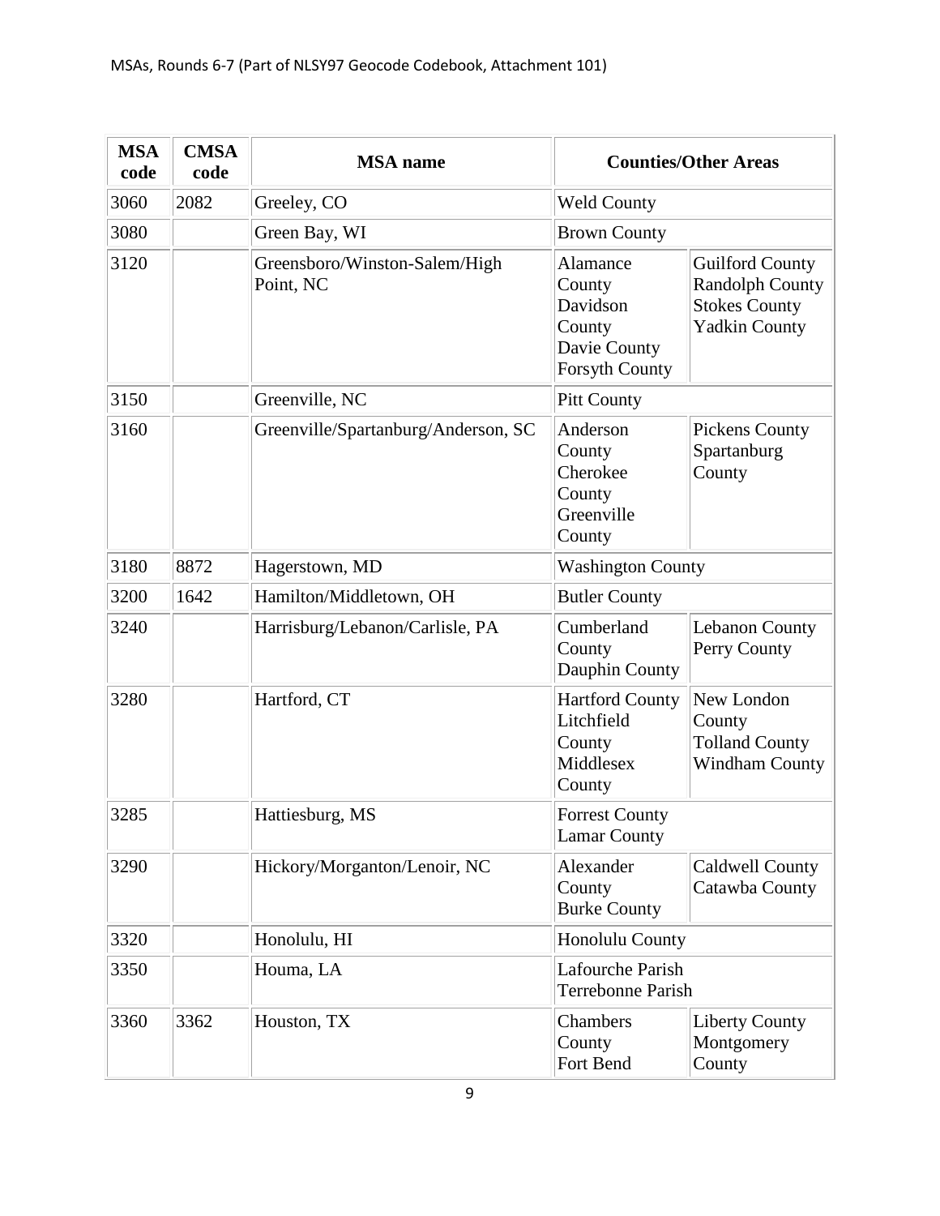| MSA code | CMSA code | MSA name | Counties/Other Areas | |
|---|---|---|---|---|
| 3060 | 2082 | Greeley, CO | Weld County | |
| 3080 | | Green Bay, WI | Brown County | |
| 3120 | | Greensboro/Winston-Salem/High Point, NC | Alamance County<br>Davidson County<br>Davie County<br>Forsyth County | Guilford County<br>Randolph County<br>Stokes County<br>Yadkin County |
| 3150 | | Greenville, NC | Pitt County | |
| 3160 | | Greenville/Spartanburg/Anderson, SC | Anderson County<br>Cherokee County<br>Greenville County | Pickens County<br>Spartanburg County |
| 3180 | 8872 | Hagerstown, MD | Washington County | |
| 3200 | 1642 | Hamilton/Middletown, OH | Butler County | |
| 3240 | | Harrisburg/Lebanon/Carlisle, PA | Cumberland County<br>Dauphin County | Lebanon County<br>Perry County |
| 3280 | | Hartford, CT | Hartford County<br>Litchfield County<br>Middlesex County | New London County<br>Tolland County<br>Windham County |
| 3285 | | Hattiesburg, MS | Forrest County<br>Lamar County | |
| 3290 | | Hickory/Morganton/Lenoir, NC | Alexander County<br>Burke County | Caldwell County<br>Catawba County |
| 3320 | | Honolulu, HI | Honolulu County | |
| 3350 | | Houma, LA | Lafourche Parish<br>Terrebonne Parish | |
| 3360 | 3362 | Houston, TX | Chambers County<br>Fort Bend | Liberty County<br>Montgomery County |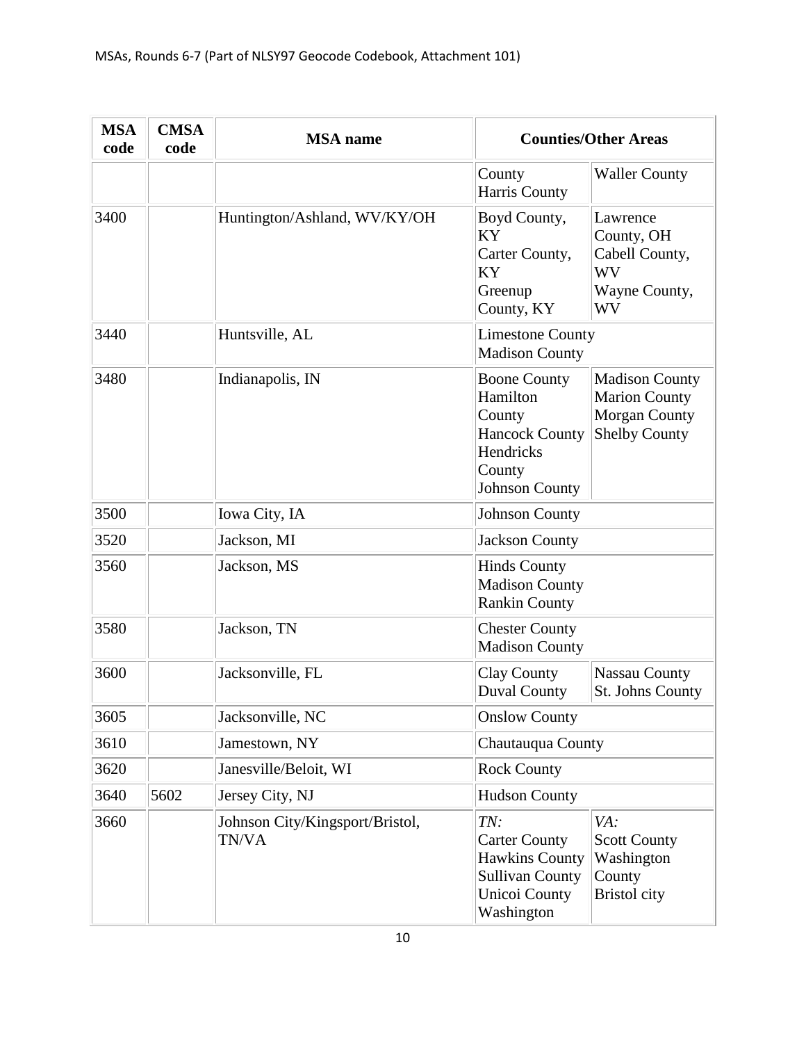| MSA code | CMSA code | MSA name | Counties/Other Areas | |
|---|---|---|---|---|
| | | | County<br>Harris County | Waller County |
| 3400 | | Huntington/Ashland, WV/KY/OH | Boyd County, KY<br>Carter County, KY<br>Greenup County, KY | Lawrence County, OH<br>Cabell County, WV<br>Wayne County, WV |
| 3440 | | Huntsville, AL | Limestone County<br>Madison County | |
| 3480 | | Indianapolis, IN | Boone County<br>Hamilton County<br>Hancock County<br>Hendricks County<br>Johnson County | Madison County<br>Marion County<br>Morgan County<br>Shelby County |
| 3500 | | Iowa City, IA | Johnson County | |
| 3520 | | Jackson, MI | Jackson County | |
| 3560 | | Jackson, MS | Hinds County<br>Madison County<br>Rankin County | |
| 3580 | | Jackson, TN | Chester County<br>Madison County | |
| 3600 | | Jacksonville, FL | Clay County<br>Duval County | Nassau County<br>St. Johns County |
| 3605 | | Jacksonville, NC | Onslow County | |
| 3610 | | Jamestown, NY | Chautauqua County | |
| 3620 | | Janesville/Beloit, WI | Rock County | |
| 3640 | 5602 | Jersey City, NJ | Hudson County | |
| 3660 | | Johnson City/Kingsport/Bristol, TN/VA | *TN:*<br>Carter County<br>Hawkins County<br>Sullivan County<br>Unicoi County<br>Washington | *VA:*<br>Scott County<br>Washington County<br>Bristol city |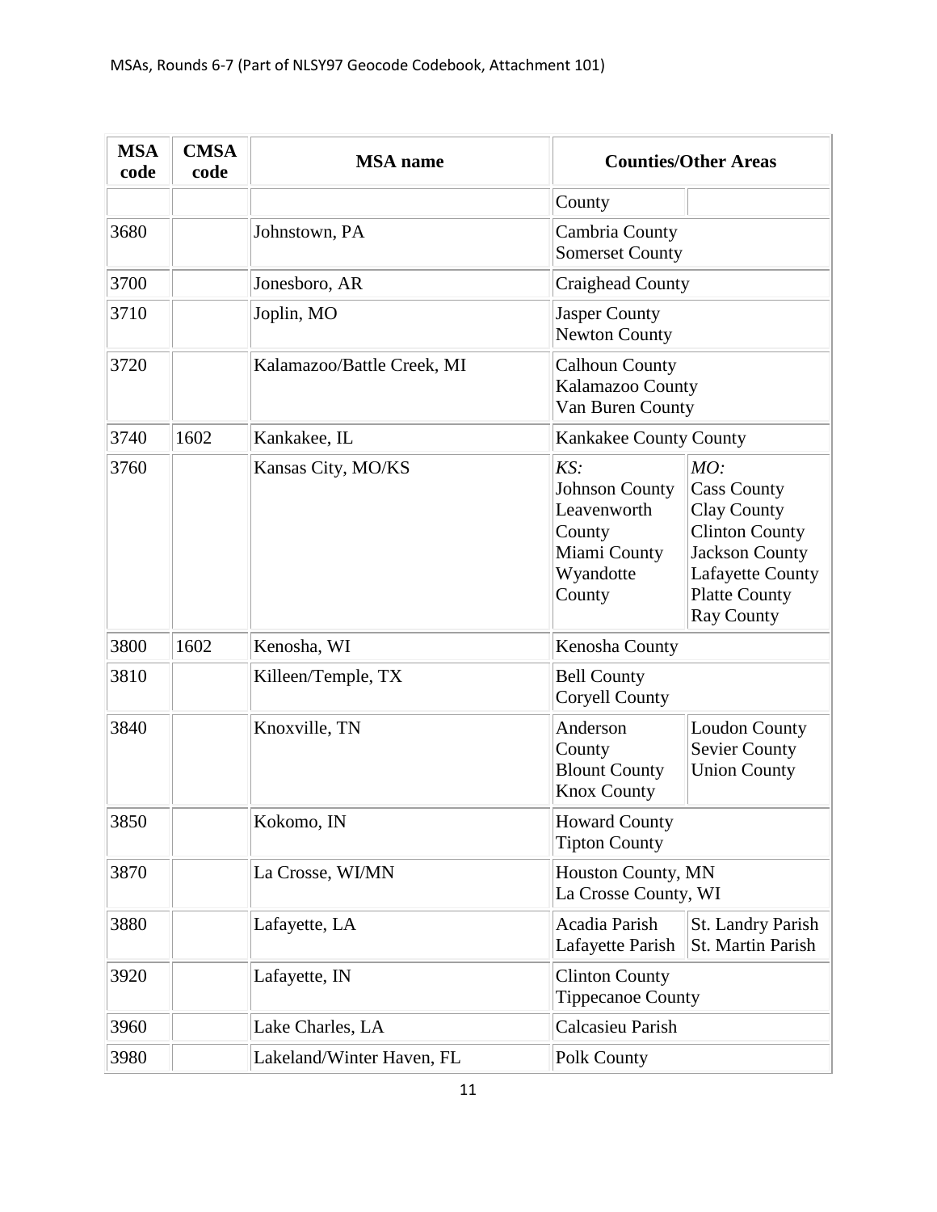| MSA code | CMSA code | MSA name | Counties/Other Areas | |
|---|---|---|---|---|
| | | | County | |
| 3680 | | Johnstown, PA | Cambria County<br>Somerset County | |
| 3700 | | Jonesboro, AR | Craighead County | |
| 3710 | | Joplin, MO | Jasper County<br>Newton County | |
| 3720 | | Kalamazoo/Battle Creek, MI | Calhoun County<br>Kalamazoo County<br>Van Buren County | |
| 3740 | 1602 | Kankakee, IL | Kankakee County County | |
| 3760 | | Kansas City, MO/KS | *KS:*<br>Johnson County<br>Leavenworth County<br>Miami County<br>Wyandotte County | *MO:*<br>Cass County<br>Clay County<br>Clinton County<br>Jackson County<br>Lafayette County<br>Platte County<br>Ray County |
| 3800 | 1602 | Kenosha, WI | Kenosha County | |
| 3810 | | Killeen/Temple, TX | Bell County<br>Coryell County | |
| 3840 | | Knoxville, TN | Anderson County<br>Blount County<br>Knox County | Loudon County<br>Sevier County<br>Union County |
| 3850 | | Kokomo, IN | Howard County<br>Tipton County | |
| 3870 | | La Crosse, WI/MN | Houston County, MN<br>La Crosse County, WI | |
| 3880 | | Lafayette, LA | Acadia Parish<br>Lafayette Parish | St. Landry Parish<br>St. Martin Parish |
| 3920 | | Lafayette, IN | Clinton County<br>Tippecanoe County | |
| 3960 | | Lake Charles, LA | Calcasieu Parish | |
| 3980 | | Lakeland/Winter Haven, FL | Polk County | |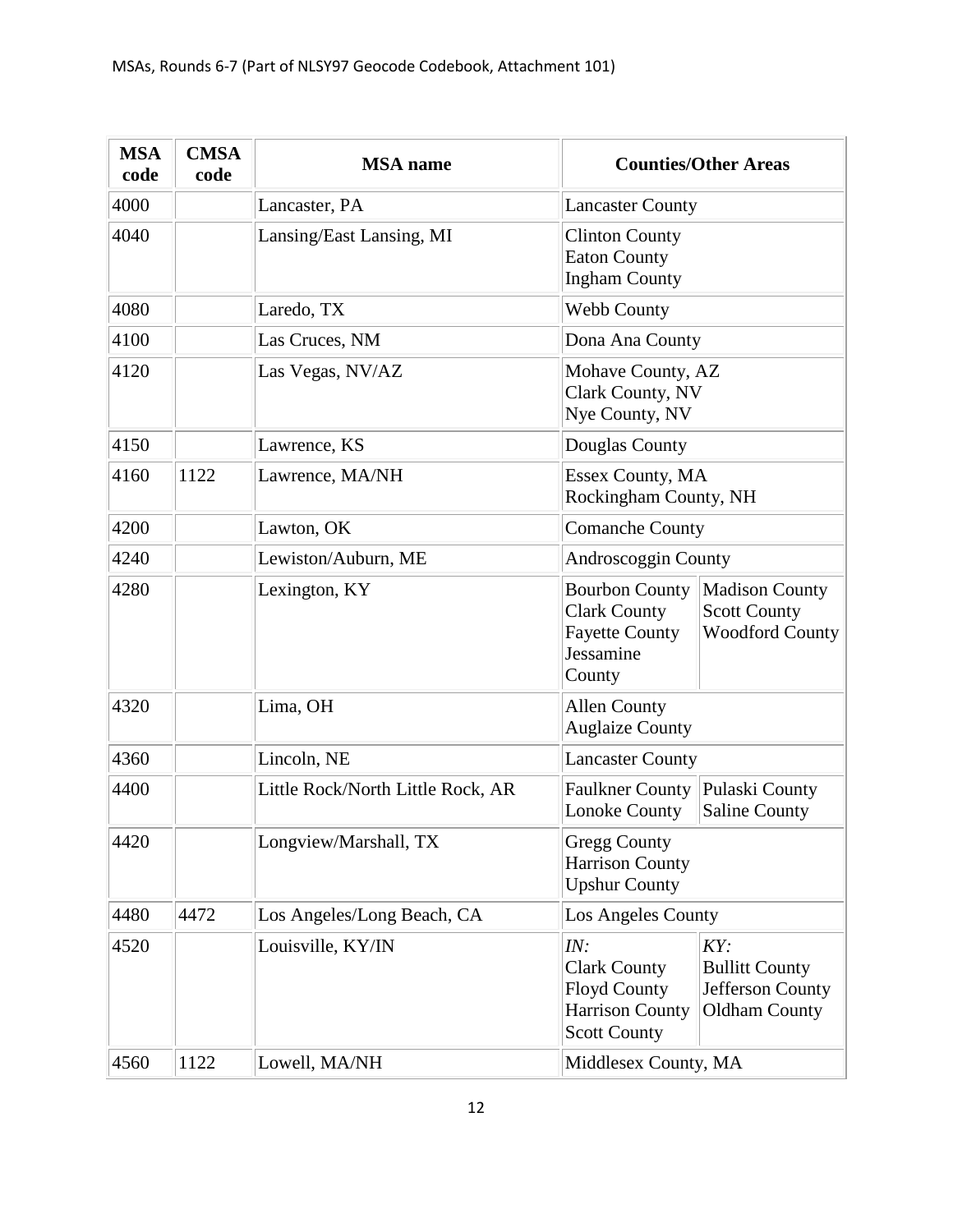| MSA code | CMSA code | MSA name | Counties/Other Areas |
|---|---|---|---|
| 4000 | | Lancaster, PA | Lancaster County |
| 4040 | | Lansing/East Lansing, MI | Clinton County<br>Eaton County<br>Ingham County |
| 4080 | | Laredo, TX | Webb County |
| 4100 | | Las Cruces, NM | Dona Ana County |
| 4120 | | Las Vegas, NV/AZ | Mohave County, AZ<br>Clark County, NV<br>Nye County, NV |
| 4150 | | Lawrence, KS | Douglas County |
| 4160 | 1122 | Lawrence, MA/NH | Essex County, MA<br>Rockingham County, NH |
| 4200 | | Lawton, OK | Comanche County |
| 4240 | | Lewiston/Auburn, ME | Androscoggin County |
| 4280 | | Lexington, KY | Bourbon County<br>Clark County<br>Fayette County<br>Jessamine County<br>Madison County<br>Scott County<br>Woodford County |
| 4320 | | Lima, OH | Allen County<br>Auglaize County |
| 4360 | | Lincoln, NE | Lancaster County |
| 4400 | | Little Rock/North Little Rock, AR | Faulkner County<br>Lonoke County<br>Pulaski County<br>Saline County |
| 4420 | | Longview/Marshall, TX | Gregg County<br>Harrison County<br>Upshur County |
| 4480 | 4472 | Los Angeles/Long Beach, CA | Los Angeles County |
| 4520 | | Louisville, KY/IN | *IN:*<br>Clark County<br>Floyd County<br>Harrison County<br>Scott County<br>*KY:*<br>Bullitt County<br>Jefferson County<br>Oldham County |
| 4560 | 1122 | Lowell, MA/NH | Middlesex County, MA |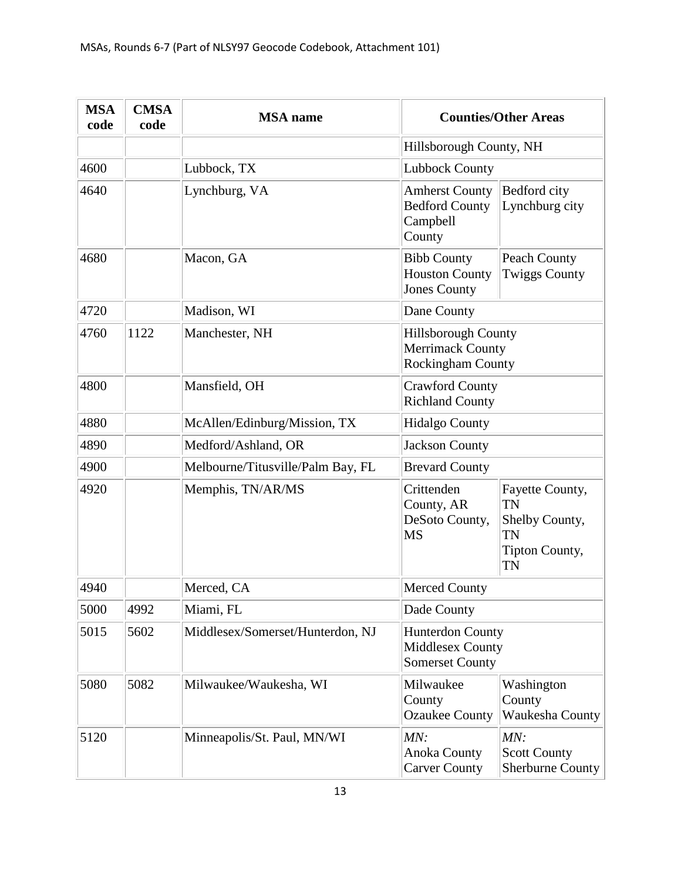| MSA code | CMSA code | MSA name | Counties/Other Areas | |
|---|---|---|---|---|
| | | | Hillsborough County, NH | |
| 4600 | | Lubbock, TX | Lubbock County | |
| 4640 | | Lynchburg, VA | Amherst County<br>Bedford County<br>Campbell County | Bedford city<br>Lynchburg city |
| 4680 | | Macon, GA | Bibb County<br>Houston County<br>Jones County | Peach County<br>Twiggs County |
| 4720 | | Madison, WI | Dane County | |
| 4760 | 1122 | Manchester, NH | Hillsborough County<br>Merrimack County<br>Rockingham County | |
| 4800 | | Mansfield, OH | Crawford County<br>Richland County | |
| 4880 | | McAllen/Edinburg/Mission, TX | Hidalgo County | |
| 4890 | | Medford/Ashland, OR | Jackson County | |
| 4900 | | Melbourne/Titusville/Palm Bay, FL | Brevard County | |
| 4920 | | Memphis, TN/AR/MS | Crittenden County, AR<br>DeSoto County, MS | Fayette County, TN<br>Shelby County, TN<br>Tipton County, TN |
| 4940 | | Merced, CA | Merced County | |
| 5000 | 4992 | Miami, FL | Dade County | |
| 5015 | 5602 | Middlesex/Somerset/Hunterdon, NJ | Hunterdon County<br>Middlesex County<br>Somerset County | |
| 5080 | 5082 | Milwaukee/Waukesha, WI | Milwaukee County<br>Ozaukee County | Washington County<br>Waukesha County |
| 5120 | | Minneapolis/St. Paul, MN/WI | *MN:*<br>Anoka County<br>Carver County | *MN:*<br>Scott County<br>Sherburne County |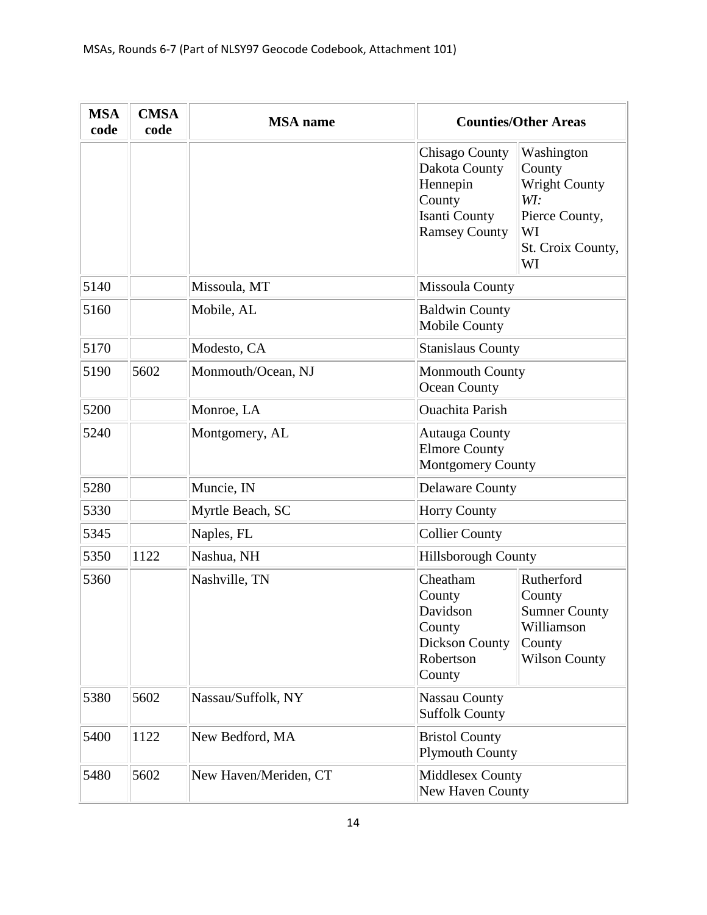| MSA code | CMSA code | MSA name | Counties/Other Areas | |
|---|---|---|---|---|
| | | | Chisago County<br>Dakota County<br>Hennepin County<br>Isanti County<br>Ramsey County | Washington County<br>Wright County<br>*WI:*<br>Pierce County, WI<br>St. Croix County, WI |
| 5140 | | Missoula, MT | Missoula County | |
| 5160 | | Mobile, AL | Baldwin County<br>Mobile County | |
| 5170 | | Modesto, CA | Stanislaus County | |
| 5190 | 5602 | Monmouth/Ocean, NJ | Monmouth County<br>Ocean County | |
| 5200 | | Monroe, LA | Ouachita Parish | |
| 5240 | | Montgomery, AL | Autauga County<br>Elmore County<br>Montgomery County | |
| 5280 | | Muncie, IN | Delaware County | |
| 5330 | | Myrtle Beach, SC | Horry County | |
| 5345 | | Naples, FL | Collier County | |
| 5350 | 1122 | Nashua, NH | Hillsborough County | |
| 5360 | | Nashville, TN | Cheatham County<br>Davidson County<br>Dickson County<br>Robertson County | Rutherford County<br>Sumner County<br>Williamson County<br>Wilson County |
| 5380 | 5602 | Nassau/Suffolk, NY | Nassau County<br>Suffolk County | |
| 5400 | 1122 | New Bedford, MA | Bristol County<br>Plymouth County | |
| 5480 | 5602 | New Haven/Meriden, CT | Middlesex County<br>New Haven County | |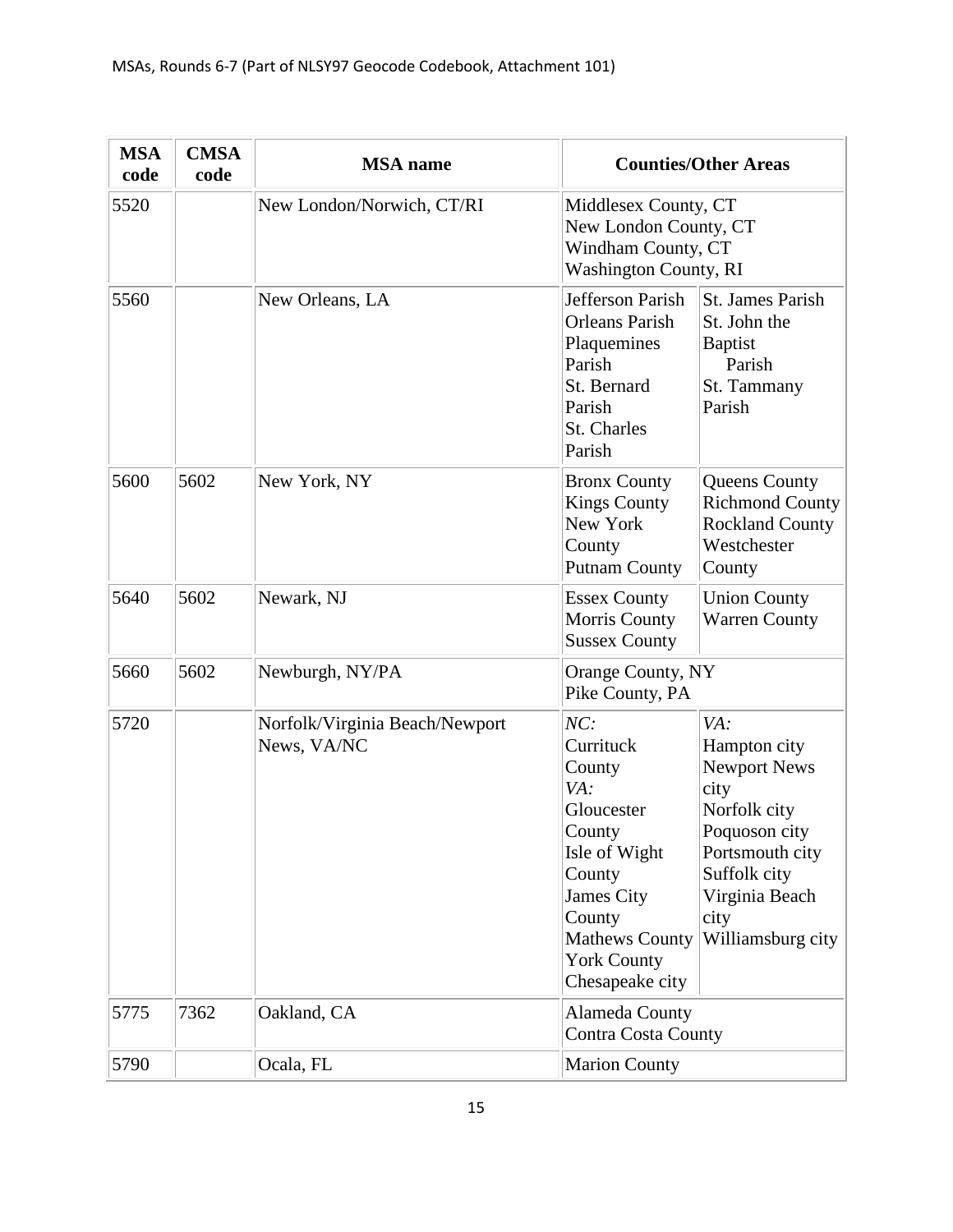| MSA code | CMSA code | MSA name | Counties/Other Areas |
|---|---|---|---|
| 5520 | | New London/Norwich, CT/RI | Middlesex County, CT<br>New London County, CT<br>Windham County, CT<br>Washington County, RI |
| 5560 | | New Orleans, LA | Jefferson Parish<br>Orleans Parish<br>Plaquemines Parish<br>St. Bernard Parish<br>St. Charles Parish<br>St. James Parish<br>St. John the Baptist Parish<br>St. Tammany Parish |
| 5600 | 5602 | New York, NY | Bronx County<br>Kings County<br>New York County<br>Putnam County<br>Queens County<br>Richmond County<br>Rockland County<br>Westchester County |
| 5640 | 5602 | Newark, NJ | Essex County<br>Morris County<br>Sussex County<br>Union County<br>Warren County |
| 5660 | 5602 | Newburgh, NY/PA | Orange County, NY<br>Pike County, PA |
| 5720 | | Norfolk/Virginia Beach/Newport News, VA/NC | *NC:*<br>Currituck County<br>*VA:*<br>Gloucester County<br>Isle of Wight County<br>James City County<br>Mathews County<br>York County<br>Chesapeake city<br>*VA:*<br>Hampton city<br>Newport News city<br>Norfolk city<br>Poquoson city<br>Portsmouth city<br>Suffolk city<br>Virginia Beach city<br>Williamsburg city |
| 5775 | 7362 | Oakland, CA | Alameda County<br>Contra Costa County |
| 5790 | | Ocala, FL | Marion County |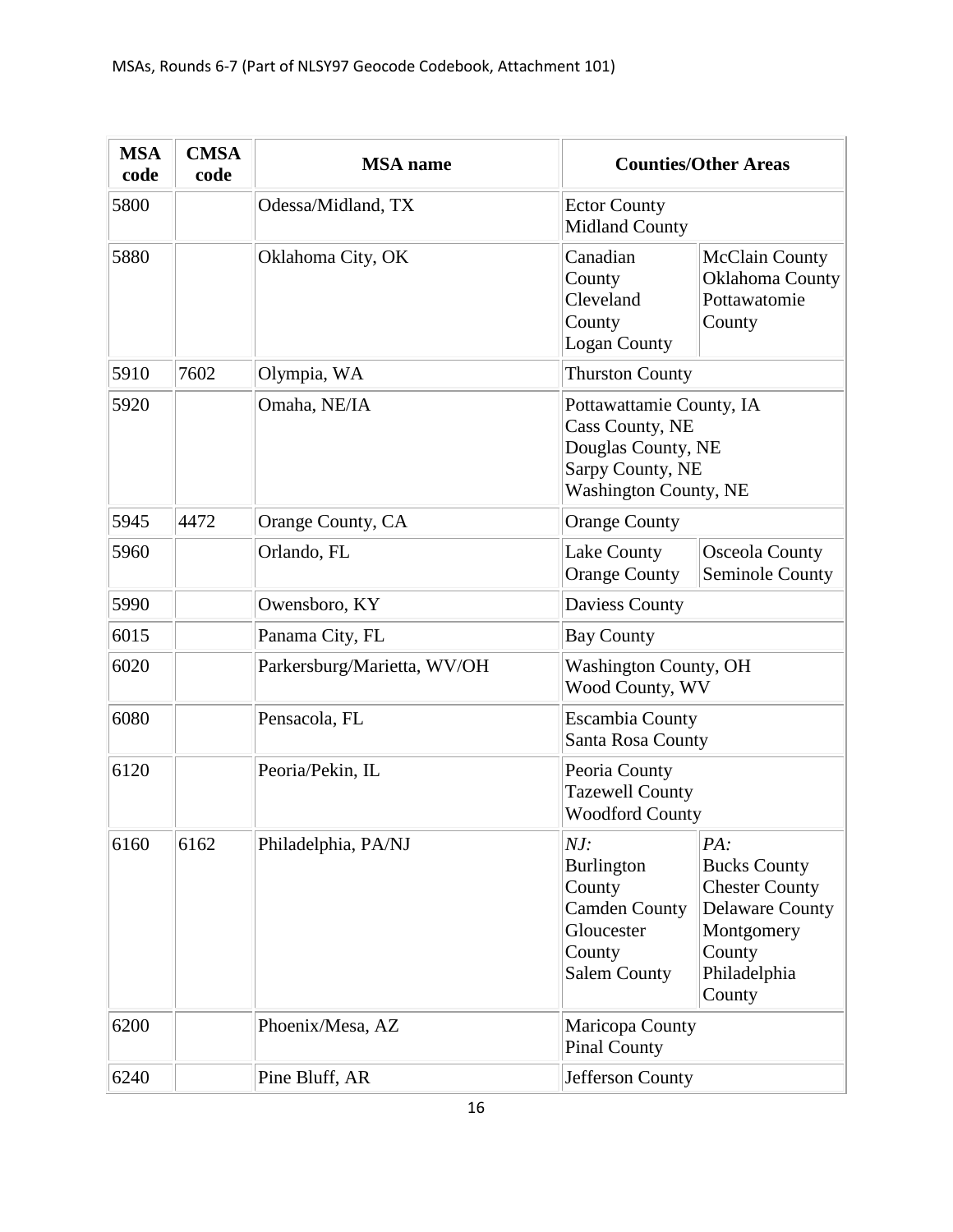| MSA code | CMSA code | MSA name | Counties/Other Areas |
|---|---|---|---|
| 5800 | | Odessa/Midland, TX | Ector County<br>Midland County |
| 5880 | | Oklahoma City, OK | Canadian County<br>Cleveland County<br>Logan County<br>McClain County<br>Oklahoma County<br>Pottawatomie County |
| 5910 | 7602 | Olympia, WA | Thurston County |
| 5920 | | Omaha, NE/IA | Pottawattamie County, IA<br>Cass County, NE<br>Douglas County, NE<br>Sarpy County, NE<br>Washington County, NE |
| 5945 | 4472 | Orange County, CA | Orange County |
| 5960 | | Orlando, FL | Lake County<br>Orange County<br>Osceola County<br>Seminole County |
| 5990 | | Owensboro, KY | Daviess County |
| 6015 | | Panama City, FL | Bay County |
| 6020 | | Parkersburg/Marietta, WV/OH | Washington County, OH<br>Wood County, WV |
| 6080 | | Pensacola, FL | Escambia County<br>Santa Rosa County |
| 6120 | | Peoria/Pekin, IL | Peoria County<br>Tazewell County<br>Woodford County |
| 6160 | 6162 | Philadelphia, PA/NJ | *NJ:*<br>Burlington County<br>Camden County<br>Gloucester County<br>Salem County<br>*PA:*<br>Bucks County<br>Chester County<br>Delaware County<br>Montgomery County<br>Philadelphia County |
| 6200 | | Phoenix/Mesa, AZ | Maricopa County<br>Pinal County |
| 6240 | | Pine Bluff, AR | Jefferson County |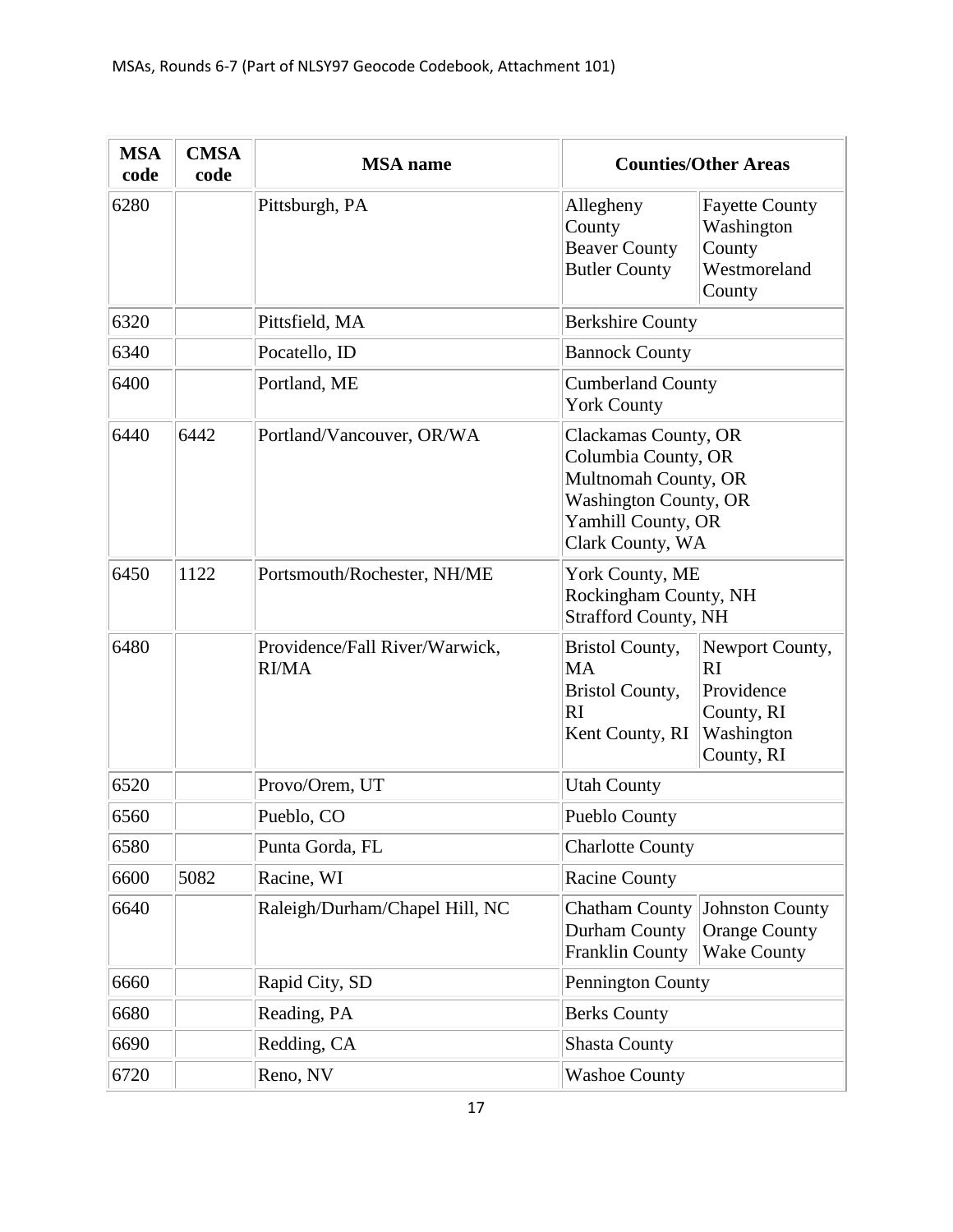| MSA code | CMSA code | MSA name | Counties/Other Areas | |
|---|---|---|---|---|
| 6280 | | Pittsburgh, PA | Allegheny County<br>Beaver County<br>Butler County | Fayette County<br>Washington County<br>Westmoreland County |
| 6320 | | Pittsfield, MA | Berkshire County | |
| 6340 | | Pocatello, ID | Bannock County | |
| 6400 | | Portland, ME | Cumberland County<br>York County | |
| 6440 | 6442 | Portland/Vancouver, OR/WA | Clackamas County, OR<br>Columbia County, OR<br>Multnomah County, OR<br>Washington County, OR<br>Yamhill County, OR<br>Clark County, WA | |
| 6450 | 1122 | Portsmouth/Rochester, NH/ME | York County, ME<br>Rockingham County, NH<br>Strafford County, NH | |
| 6480 | | Providence/Fall River/Warwick, RI/MA | Bristol County, MA<br>Bristol County, RI<br>Kent County, RI | Newport County, RI<br>Providence County, RI<br>Washington County, RI |
| 6520 | | Provo/Orem, UT | Utah County | |
| 6560 | | Pueblo, CO | Pueblo County | |
| 6580 | | Punta Gorda, FL | Charlotte County | |
| 6600 | 5082 | Racine, WI | Racine County | |
| 6640 | | Raleigh/Durham/Chapel Hill, NC | Chatham County<br>Durham County<br>Franklin County | Johnston County<br>Orange County<br>Wake County |
| 6660 | | Rapid City, SD | Pennington County | |
| 6680 | | Reading, PA | Berks County | |
| 6690 | | Redding, CA | Shasta County | |
| 6720 | | Reno, NV | Washoe County | |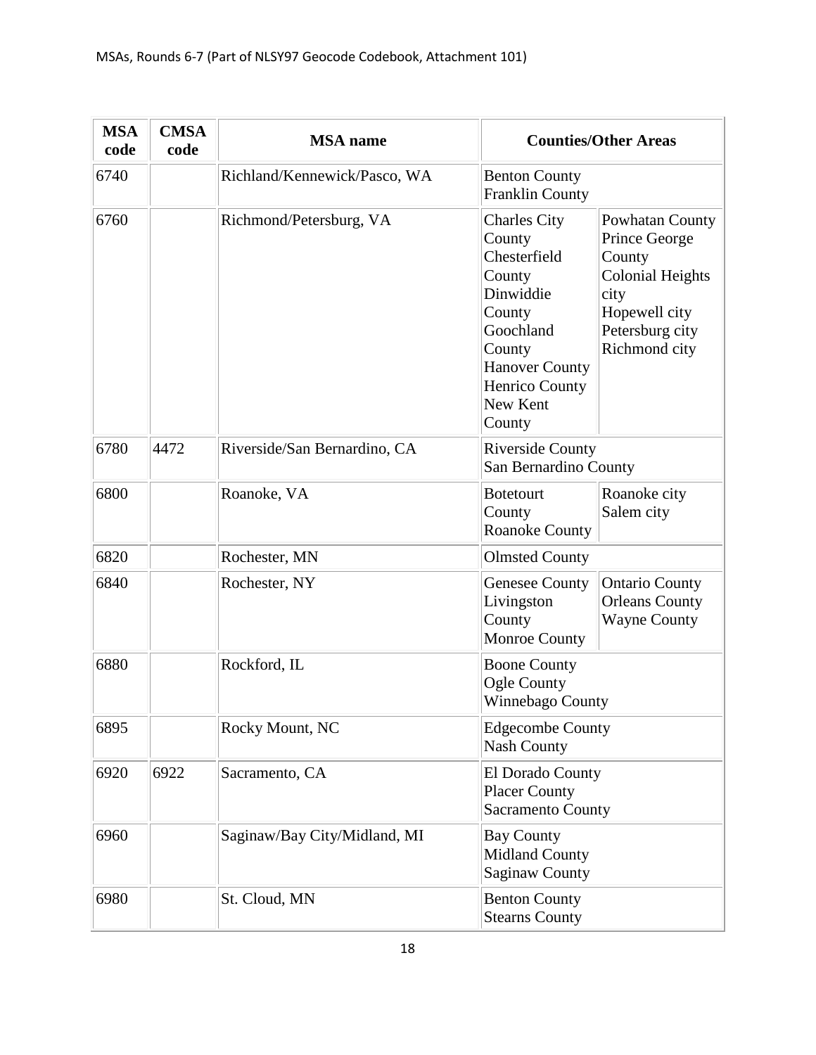MSAs, Rounds 6-7 (Part of NLSY97 Geocode Codebook, Attachment 101)

| MSA code | CMSA code | MSA name | Counties/Other Areas | |
|---|---|---|---|---|
| 6740 | | Richland/Kennewick/Pasco, WA | Benton County<br>Franklin County | |
| 6760 | | Richmond/Petersburg, VA | Charles City County<br>Chesterfield County<br>Dinwiddie County<br>Goochland County<br>Hanover County<br>Henrico County<br>New Kent County | Powhatan County<br>Prince George County<br>Colonial Heights city<br>Hopewell city<br>Petersburg city<br>Richmond city |
| 6780 | 4472 | Riverside/San Bernardino, CA | Riverside County<br>San Bernardino County | |
| 6800 | | Roanoke, VA | Botetourt County<br>Roanoke County | Roanoke city<br>Salem city |
| 6820 | | Rochester, MN | Olmsted County | |
| 6840 | | Rochester, NY | Genesee County<br>Livingston County<br>Monroe County | Ontario County<br>Orleans County<br>Wayne County |
| 6880 | | Rockford, IL | Boone County<br>Ogle County<br>Winnebago County | |
| 6895 | | Rocky Mount, NC | Edgecombe County<br>Nash County | |
| 6920 | 6922 | Sacramento, CA | El Dorado County<br>Placer County<br>Sacramento County | |
| 6960 | | Saginaw/Bay City/Midland, MI | Bay County<br>Midland County<br>Saginaw County | |
| 6980 | | St. Cloud, MN | Benton County<br>Stearns County | |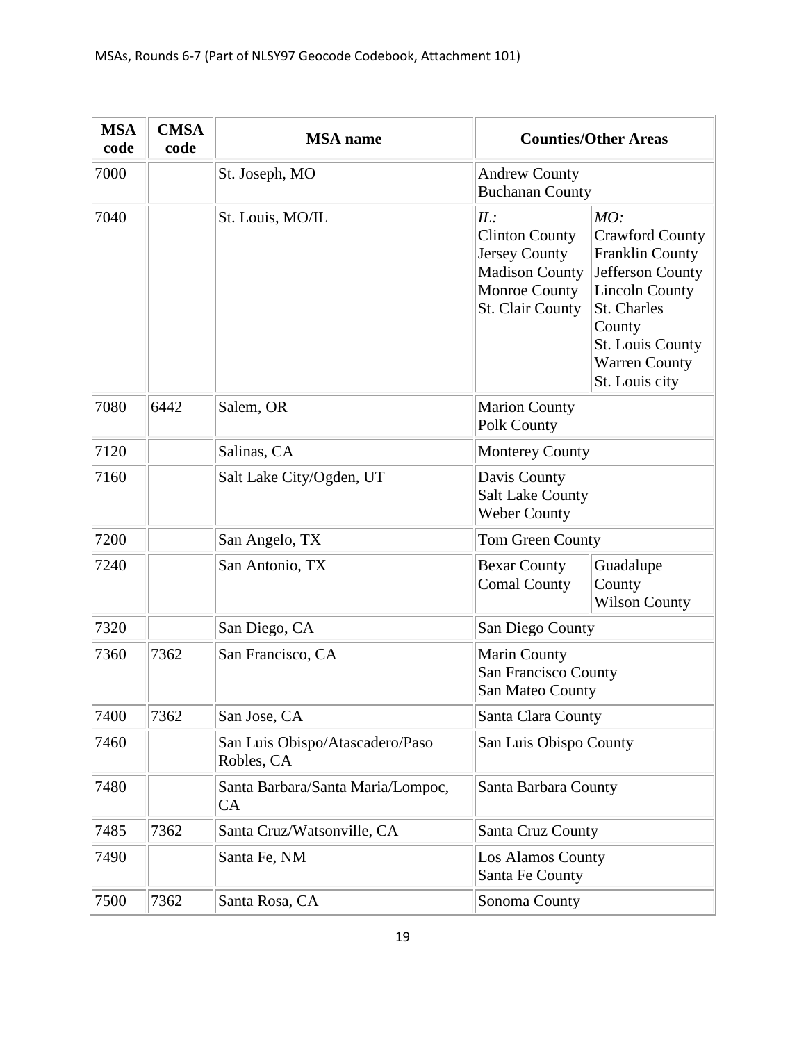| MSA code | CMSA code | MSA name | Counties/Other Areas |
|---|---|---|---|
| 7000 | | St. Joseph, MO | Andrew County<br>Buchanan County |
| 7040 | | St. Louis, MO/IL | *IL:*<br>Clinton County<br>Jersey County<br>Madison County<br>Monroe County<br>St. Clair County<br>*MO:*<br>Crawford County<br>Franklin County<br>Jefferson County<br>Lincoln County<br>St. Charles County<br>St. Louis County<br>Warren County<br>St. Louis city |
| 7080 | 6442 | Salem, OR | Marion County<br>Polk County |
| 7120 | | Salinas, CA | Monterey County |
| 7160 | | Salt Lake City/Ogden, UT | Davis County<br>Salt Lake County<br>Weber County |
| 7200 | | San Angelo, TX | Tom Green County |
| 7240 | | San Antonio, TX | Bexar County<br>Comal County<br>Guadalupe County<br>Wilson County |
| 7320 | | San Diego, CA | San Diego County |
| 7360 | 7362 | San Francisco, CA | Marin County<br>San Francisco County<br>San Mateo County |
| 7400 | 7362 | San Jose, CA | Santa Clara County |
| 7460 | | San Luis Obispo/Atascadero/Paso Robles, CA | San Luis Obispo County |
| 7480 | | Santa Barbara/Santa Maria/Lompoc, CA | Santa Barbara County |
| 7485 | 7362 | Santa Cruz/Watsonville, CA | Santa Cruz County |
| 7490 | | Santa Fe, NM | Los Alamos County<br>Santa Fe County |
| 7500 | 7362 | Santa Rosa, CA | Sonoma County |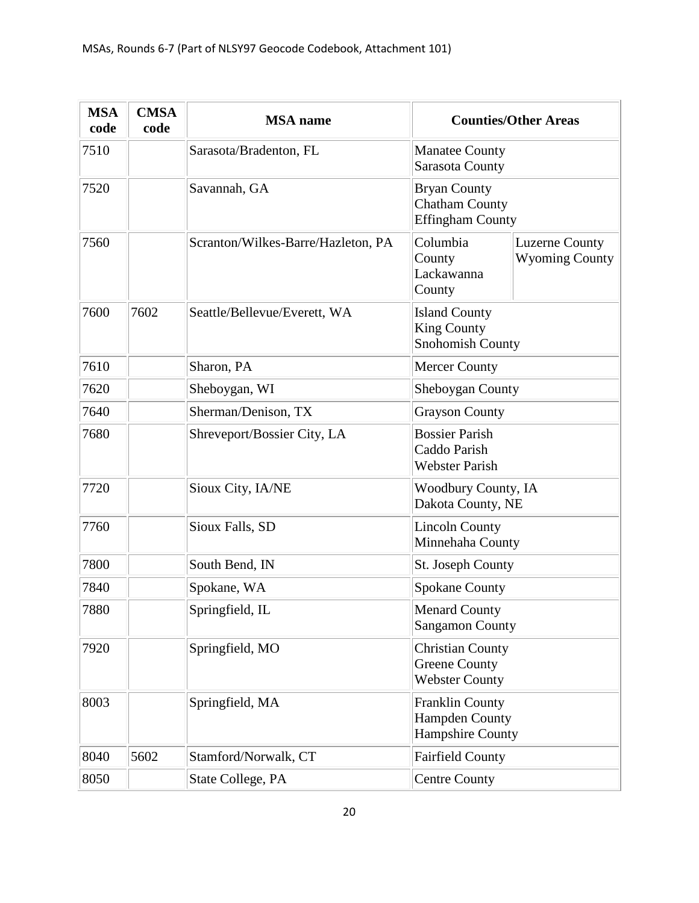| MSA code | CMSA code | MSA name | Counties/Other Areas |
|---|---|---|---|
| 7510 | | Sarasota/Bradenton, FL | Manatee County<br>Sarasota County |
| 7520 | | Savannah, GA | Bryan County<br>Chatham County<br>Effingham County |
| 7560 | | Scranton/Wilkes-Barre/Hazleton, PA | Columbia County<br>Lackawanna County<br>Luzerne County<br>Wyoming County |
| 7600 | 7602 | Seattle/Bellevue/Everett, WA | Island County<br>King County<br>Snohomish County |
| 7610 | | Sharon, PA | Mercer County |
| 7620 | | Sheboygan, WI | Sheboygan County |
| 7640 | | Sherman/Denison, TX | Grayson County |
| 7680 | | Shreveport/Bossier City, LA | Bossier Parish<br>Caddo Parish<br>Webster Parish |
| 7720 | | Sioux City, IA/NE | Woodbury County, IA<br>Dakota County, NE |
| 7760 | | Sioux Falls, SD | Lincoln County<br>Minnehaha County |
| 7800 | | South Bend, IN | St. Joseph County |
| 7840 | | Spokane, WA | Spokane County |
| 7880 | | Springfield, IL | Menard County<br>Sangamon County |
| 7920 | | Springfield, MO | Christian County<br>Greene County<br>Webster County |
| 8003 | | Springfield, MA | Franklin County<br>Hampden County<br>Hampshire County |
| 8040 | 5602 | Stamford/Norwalk, CT | Fairfield County |
| 8050 | | State College, PA | Centre County |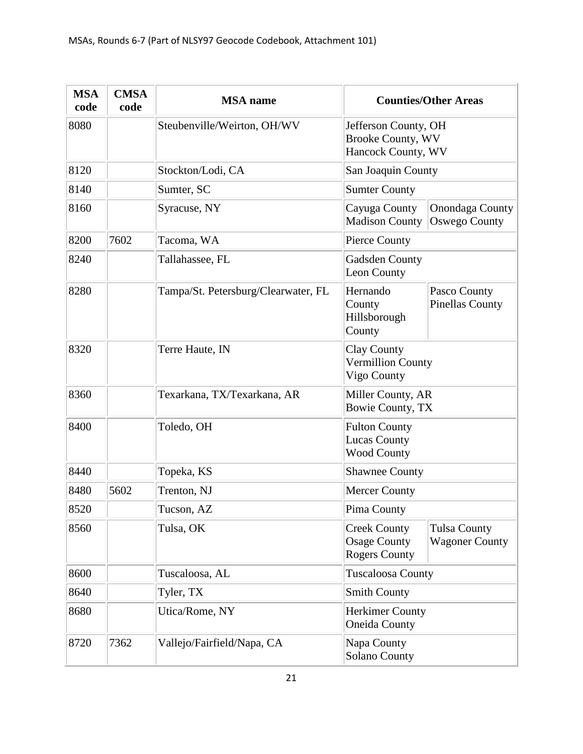| MSA code | CMSA code | MSA name | Counties/Other Areas |
|---|---|---|---|
| 8080 | | Steubenville/Weirton, OH/WV | Jefferson County, OH<br>Brooke County, WV<br>Hancock County, WV |
| 8120 | | Stockton/Lodi, CA | San Joaquin County |
| 8140 | | Sumter, SC | Sumter County |
| 8160 | | Syracuse, NY | Cayuga County<br>Madison County<br>Onondaga County<br>Oswego County |
| 8200 | 7602 | Tacoma, WA | Pierce County |
| 8240 | | Tallahassee, FL | Gadsden County<br>Leon County |
| 8280 | | Tampa/St. Petersburg/Clearwater, FL | Hernando County<br>Hillsborough County<br>Pasco County<br>Pinellas County |
| 8320 | | Terre Haute, IN | Clay County<br>Vermillion County<br>Vigo County |
| 8360 | | Texarkana, TX/Texarkana, AR | Miller County, AR<br>Bowie County, TX |
| 8400 | | Toledo, OH | Fulton County<br>Lucas County<br>Wood County |
| 8440 | | Topeka, KS | Shawnee County |
| 8480 | 5602 | Trenton, NJ | Mercer County |
| 8520 | | Tucson, AZ | Pima County |
| 8560 | | Tulsa, OK | Creek County<br>Osage County<br>Rogers County<br>Tulsa County<br>Wagoner County |
| 8600 | | Tuscaloosa, AL | Tuscaloosa County |
| 8640 | | Tyler, TX | Smith County |
| 8680 | | Utica/Rome, NY | Herkimer County<br>Oneida County |
| 8720 | 7362 | Vallejo/Fairfield/Napa, CA | Napa County<br>Solano County |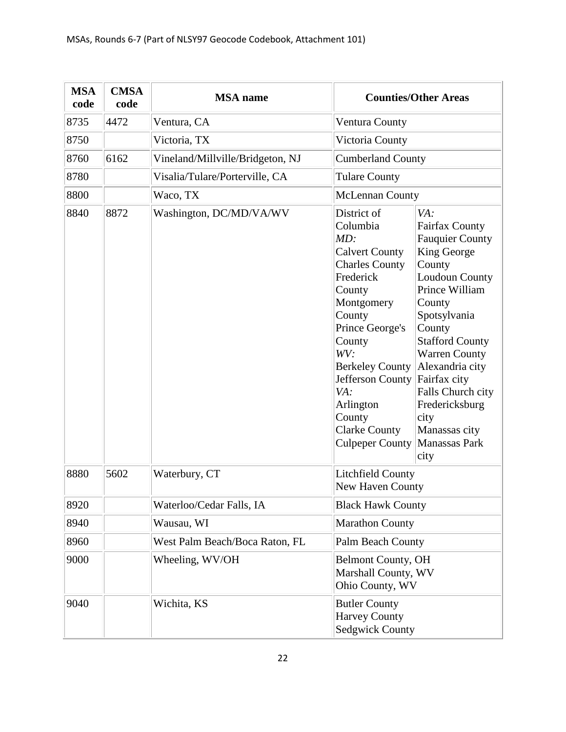| MSA code | CMSA code | MSA name | Counties/Other Areas |
|---|---|---|---|
| 8735 | 4472 | Ventura, CA | Ventura County |
| 8750 | | Victoria, TX | Victoria County |
| 8760 | 6162 | Vineland/Millville/Bridgeton, NJ | Cumberland County |
| 8780 | | Visalia/Tulare/Porterville, CA | Tulare County |
| 8800 | | Waco, TX | McLennan County |
| 8840 | 8872 | Washington, DC/MD/VA/WV | District of Columbia<br>*MD:*<br>Calvert County<br>Charles County<br>Frederick County<br>Montgomery County<br>Prince George's County<br>*WV:*<br>Berkeley County<br>Jefferson County<br>*VA:*<br>Arlington County<br>Clarke County<br>Culpeper County<br>*VA:*<br>Fairfax County<br>Fauquier County<br>King George County<br>Loudoun County<br>Prince William County<br>Spotsylvania County<br>Stafford County<br>Warren County<br>Alexandria city<br>Fairfax city<br>Falls Church city<br>Fredericksburg city<br>Manassas city<br>Manassas Park city |
| 8880 | 5602 | Waterbury, CT | Litchfield County<br>New Haven County |
| 8920 | | Waterloo/Cedar Falls, IA | Black Hawk County |
| 8940 | | Wausau, WI | Marathon County |
| 8960 | | West Palm Beach/Boca Raton, FL | Palm Beach County |
| 9000 | | Wheeling, WV/OH | Belmont County, OH<br>Marshall County, WV<br>Ohio County, WV |
| 9040 | | Wichita, KS | Butler County<br>Harvey County<br>Sedgwick County |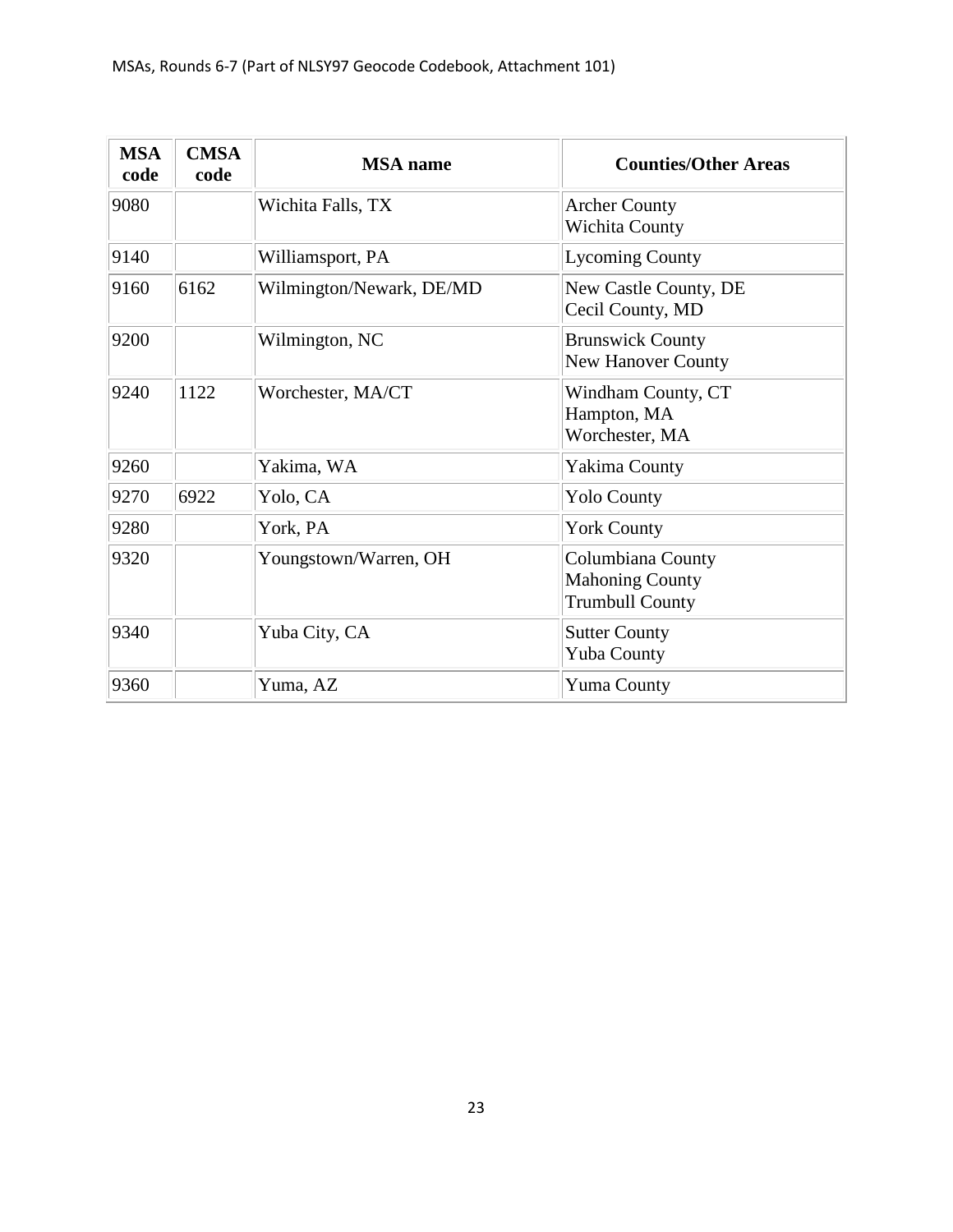| MSA code | CMSA code | MSA name | Counties/Other Areas |
|---|---|---|---|
| 9080 | | Wichita Falls, TX | Archer County<br>Wichita County |
| 9140 | | Williamsport, PA | Lycoming County |
| 9160 | 6162 | Wilmington/Newark, DE/MD | New Castle County, DE<br>Cecil County, MD |
| 9200 | | Wilmington, NC | Brunswick County<br>New Hanover County |
| 9240 | 1122 | Worchester, MA/CT | Windham County, CT<br>Hampton, MA<br>Worchester, MA |
| 9260 | | Yakima, WA | Yakima County |
| 9270 | 6922 | Yolo, CA | Yolo County |
| 9280 | | York, PA | York County |
| 9320 | | Youngstown/Warren, OH | Columbiana County<br>Mahoning County<br>Trumbull County |
| 9340 | | Yuba City, CA | Sutter County<br>Yuba County |
| 9360 | | Yuma, AZ | Yuma County |